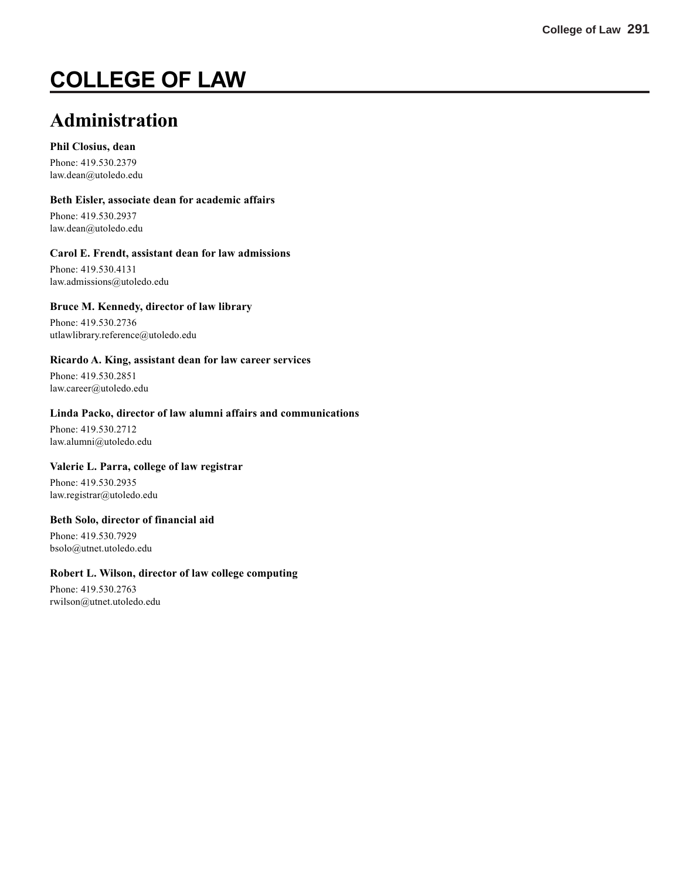# COLLEGE OF LAW

## Administration

**Phil Closius, dean**

Phone: 419.530.2379
law.dean@utoledo.edu

**Beth Eisler, associate dean for academic affairs**

Phone: 419.530.2937
law.dean@utoledo.edu

**Carol E. Frendt, assistant dean for law admissions**

Phone: 419.530.4131
law.admissions@utoledo.edu

**Bruce M. Kennedy, director of law library**

Phone: 419.530.2736
utlawlibrary.reference@utoledo.edu

**Ricardo A. King, assistant dean for law career services**

Phone: 419.530.2851
law.career@utoledo.edu

**Linda Packo, director of law alumni affairs and communications**

Phone: 419.530.2712
law.alumni@utoledo.edu

**Valerie L. Parra, college of law registrar**

Phone: 419.530.2935
law.registrar@utoledo.edu

**Beth Solo, director of financial aid**

Phone: 419.530.7929
bsolo@utnet.utoledo.edu

**Robert L. Wilson, director of law college computing**

Phone: 419.530.2763
rwilson@utnet.utoledo.edu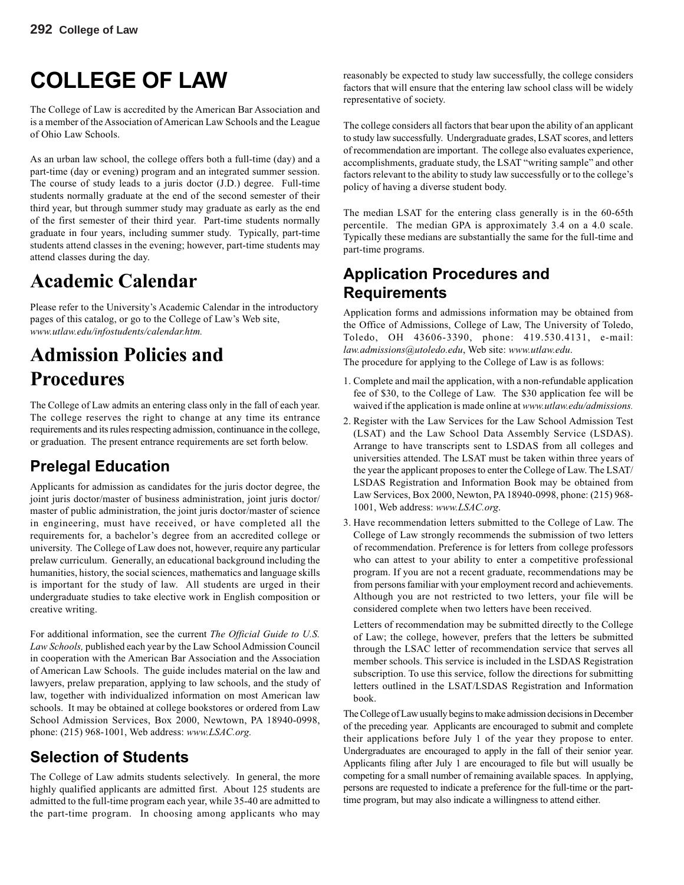# COLLEGE OF LAW

The College of Law is accredited by the American Bar Association and is a member of the Association of American Law Schools and the League of Ohio Law Schools.

As an urban law school, the college offers both a full-time (day) and a part-time (day or evening) program and an integrated summer session. The course of study leads to a juris doctor (J.D.) degree. Full-time students normally graduate at the end of the second semester of their third year, but through summer study may graduate as early as the end of the first semester of their third year. Part-time students normally graduate in four years, including summer study. Typically, part-time students attend classes in the evening; however, part-time students may attend classes during the day.

## Academic Calendar

Please refer to the University's Academic Calendar in the introductory pages of this catalog, or go to the College of Law's Web site, *www.utlaw.edu/infostudents/calendar.htm.*

## Admission Policies and Procedures

The College of Law admits an entering class only in the fall of each year. The college reserves the right to change at any time its entrance requirements and its rules respecting admission, continuance in the college, or graduation. The present entrance requirements are set forth below.

### Prelegal Education

Applicants for admission as candidates for the juris doctor degree, the joint juris doctor/master of business administration, joint juris doctor/master of public administration, the joint juris doctor/master of science in engineering, must have received, or have completed all the requirements for, a bachelor's degree from an accredited college or university. The College of Law does not, however, require any particular prelaw curriculum. Generally, an educational background including the humanities, history, the social sciences, mathematics and language skills is important for the study of law. All students are urged in their undergraduate studies to take elective work in English composition or creative writing.

For additional information, see the current *The Official Guide to U.S. Law Schools,* published each year by the Law School Admission Council in cooperation with the American Bar Association and the Association of American Law Schools. The guide includes material on the law and lawyers, prelaw preparation, applying to law schools, and the study of law, together with individualized information on most American law schools. It may be obtained at college bookstores or ordered from Law School Admission Services, Box 2000, Newtown, PA 18940-0998, phone: (215) 968-1001, Web address: *www.LSAC.org.*

### Selection of Students

The College of Law admits students selectively. In general, the more highly qualified applicants are admitted first. About 125 students are admitted to the full-time program each year, while 35-40 are admitted to the part-time program. In choosing among applicants who may reasonably be expected to study law successfully, the college considers factors that will ensure that the entering law school class will be widely representative of society.

The college considers all factors that bear upon the ability of an applicant to study law successfully. Undergraduate grades, LSAT scores, and letters of recommendation are important. The college also evaluates experience, accomplishments, graduate study, the LSAT "writing sample" and other factors relevant to the ability to study law successfully or to the college's policy of having a diverse student body.

The median LSAT for the entering class generally is in the 60-65th percentile. The median GPA is approximately 3.4 on a 4.0 scale. Typically these medians are substantially the same for the full-time and part-time programs.

### Application Procedures and Requirements

Application forms and admissions information may be obtained from the Office of Admissions, College of Law, The University of Toledo, Toledo, OH 43606-3390, phone: 419.530.4131, e-mail: *law.admissions@utoledo.edu*, Web site: *www.utlaw.edu*.
The procedure for applying to the College of Law is as follows:

1. Complete and mail the application, with a non-refundable application fee of $30, to the College of Law. The $30 application fee will be waived if the application is made online at *www.utlaw.edu/admissions.*
2. Register with the Law Services for the Law School Admission Test (LSAT) and the Law School Data Assembly Service (LSDAS). Arrange to have transcripts sent to LSDAS from all colleges and universities attended. The LSAT must be taken within three years of the year the applicant proposes to enter the College of Law. The LSAT/ LSDAS Registration and Information Book may be obtained from Law Services, Box 2000, Newton, PA 18940-0998, phone: (215) 968-1001, Web address: *www.LSAC.org.*
3. Have recommendation letters submitted to the College of Law. The College of Law strongly recommends the submission of two letters of recommendation. Preference is for letters from college professors who can attest to your ability to enter a competitive professional program. If you are not a recent graduate, recommendations may be from persons familiar with your employment record and achievements. Although you are not restricted to two letters, your file will be considered complete when two letters have been received.

   Letters of recommendation may be submitted directly to the College of Law; the college, however, prefers that the letters be submitted through the LSAC letter of recommendation service that serves all member schools. This service is included in the LSDAS Registration subscription. To use this service, follow the directions for submitting letters outlined in the LSAT/LSDAS Registration and Information book.

The College of Law usually begins to make admission decisions in December of the preceding year. Applicants are encouraged to submit and complete their applications before July 1 of the year they propose to enter. Undergraduates are encouraged to apply in the fall of their senior year. Applicants filing after July 1 are encouraged to file but will usually be competing for a small number of remaining available spaces. In applying, persons are requested to indicate a preference for the full-time or the part-time program, but may also indicate a willingness to attend either.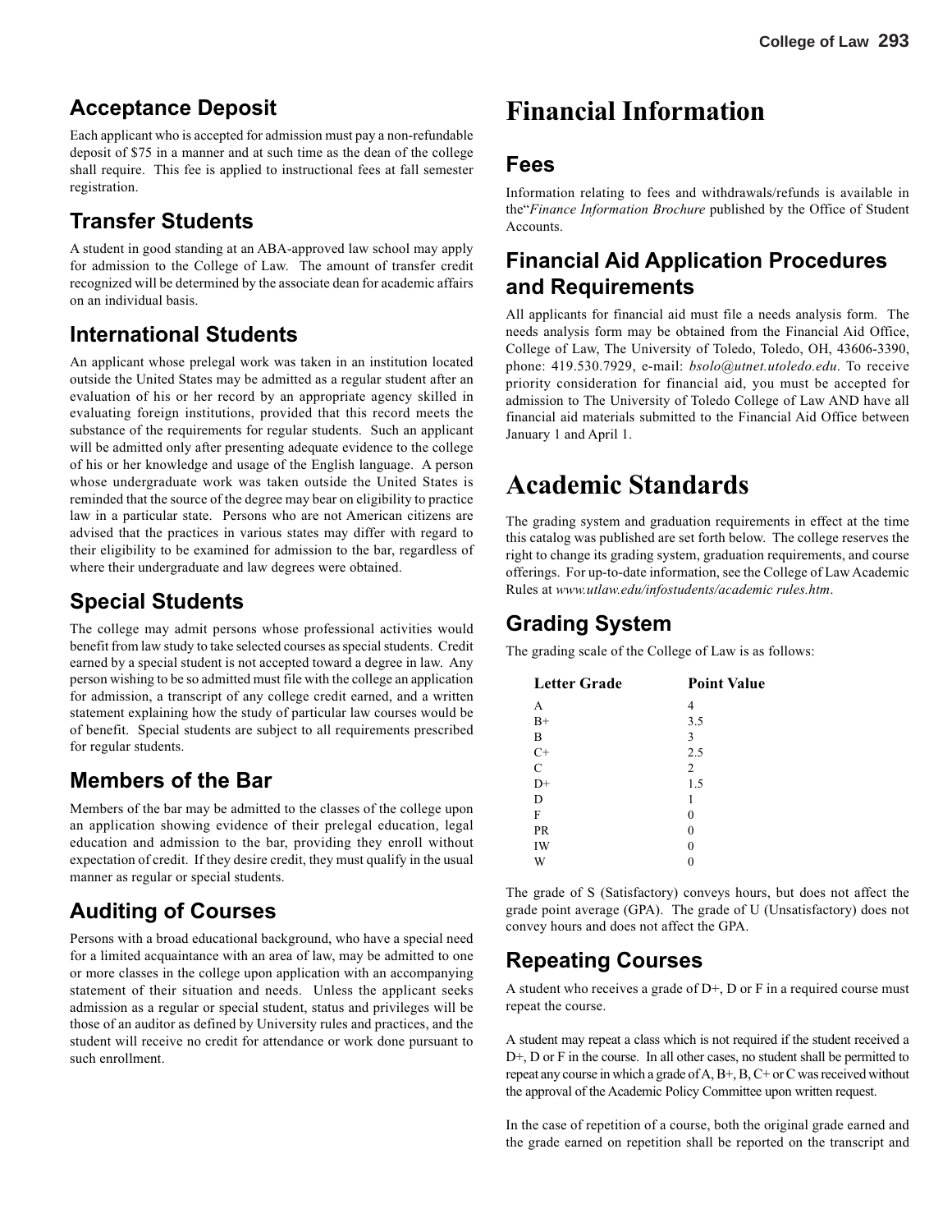## Acceptance Deposit

Each applicant who is accepted for admission must pay a non-refundable deposit of $75 in a manner and at such time as the dean of the college shall require. This fee is applied to instructional fees at fall semester registration.

## Transfer Students

A student in good standing at an ABA-approved law school may apply for admission to the College of Law. The amount of transfer credit recognized will be determined by the associate dean for academic affairs on an individual basis.

## International Students

An applicant whose prelegal work was taken in an institution located outside the United States may be admitted as a regular student after an evaluation of his or her record by an appropriate agency skilled in evaluating foreign institutions, provided that this record meets the substance of the requirements for regular students. Such an applicant will be admitted only after presenting adequate evidence to the college of his or her knowledge and usage of the English language. A person whose undergraduate work was taken outside the United States is reminded that the source of the degree may bear on eligibility to practice law in a particular state. Persons who are not American citizens are advised that the practices in various states may differ with regard to their eligibility to be examined for admission to the bar, regardless of where their undergraduate and law degrees were obtained.

## Special Students

The college may admit persons whose professional activities would benefit from law study to take selected courses as special students. Credit earned by a special student is not accepted toward a degree in law. Any person wishing to be so admitted must file with the college an application for admission, a transcript of any college credit earned, and a written statement explaining how the study of particular law courses would be of benefit. Special students are subject to all requirements prescribed for regular students.

## Members of the Bar

Members of the bar may be admitted to the classes of the college upon an application showing evidence of their prelegal education, legal education and admission to the bar, providing they enroll without expectation of credit. If they desire credit, they must qualify in the usual manner as regular or special students.

## Auditing of Courses

Persons with a broad educational background, who have a special need for a limited acquaintance with an area of law, may be admitted to one or more classes in the college upon application with an accompanying statement of their situation and needs. Unless the applicant seeks admission as a regular or special student, status and privileges will be those of an auditor as defined by University rules and practices, and the student will receive no credit for attendance or work done pursuant to such enrollment.

# Financial Information

## Fees

Information relating to fees and withdrawals/refunds is available in the"*Finance Information Brochure* published by the Office of Student Accounts.

## Financial Aid Application Procedures and Requirements

All applicants for financial aid must file a needs analysis form. The needs analysis form may be obtained from the Financial Aid Office, College of Law, The University of Toledo, Toledo, OH, 43606-3390, phone: 419.530.7929, e-mail: *bsolo@utnet.utoledo.edu*. To receive priority consideration for financial aid, you must be accepted for admission to The University of Toledo College of Law AND have all financial aid materials submitted to the Financial Aid Office between January 1 and April 1.

# Academic Standards

The grading system and graduation requirements in effect at the time this catalog was published are set forth below. The college reserves the right to change its grading system, graduation requirements, and course offerings. For up-to-date information, see the College of Law Academic Rules at *www.utlaw.edu/infostudents/academic rules.htm*.

## Grading System

The grading scale of the College of Law is as follows:

| Letter Grade | Point Value |
|---|---|
| A | 4 |
| B+ | 3.5 |
| B | 3 |
| C+ | 2.5 |
| C | 2 |
| D+ | 1.5 |
| D | 1 |
| F | 0 |
| PR | 0 |
| IW | 0 |
| W | 0 |

The grade of S (Satisfactory) conveys hours, but does not affect the grade point average (GPA). The grade of U (Unsatisfactory) does not convey hours and does not affect the GPA.

## Repeating Courses

A student who receives a grade of D+, D or F in a required course must repeat the course.

A student may repeat a class which is not required if the student received a D+, D or F in the course. In all other cases, no student shall be permitted to repeat any course in which a grade of A, B+, B, C+ or C was received without the approval of the Academic Policy Committee upon written request.

In the case of repetition of a course, both the original grade earned and the grade earned on repetition shall be reported on the transcript and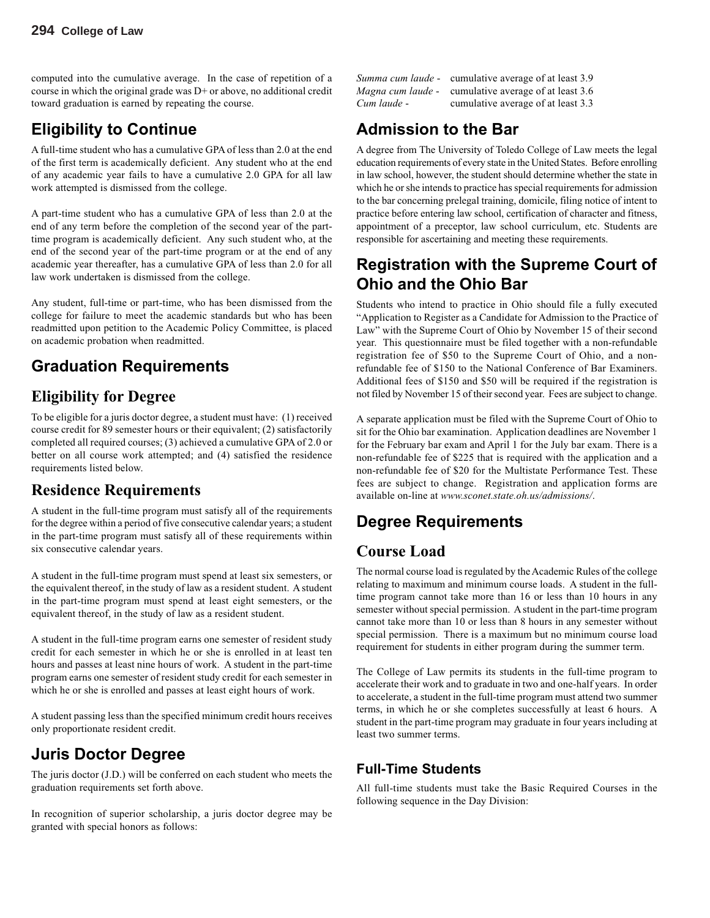computed into the cumulative average. In the case of repetition of a course in which the original grade was D+ or above, no additional credit toward graduation is earned by repeating the course.

## Eligibility to Continue

A full-time student who has a cumulative GPA of less than 2.0 at the end of the first term is academically deficient. Any student who at the end of any academic year fails to have a cumulative 2.0 GPA for all law work attempted is dismissed from the college.

A part-time student who has a cumulative GPA of less than 2.0 at the end of any term before the completion of the second year of the part-time program is academically deficient. Any such student who, at the end of the second year of the part-time program or at the end of any academic year thereafter, has a cumulative GPA of less than 2.0 for all law work undertaken is dismissed from the college.

Any student, full-time or part-time, who has been dismissed from the college for failure to meet the academic standards but who has been readmitted upon petition to the Academic Policy Committee, is placed on academic probation when readmitted.

## Graduation Requirements

### Eligibility for Degree

To be eligible for a juris doctor degree, a student must have: (1) received course credit for 89 semester hours or their equivalent; (2) satisfactorily completed all required courses; (3) achieved a cumulative GPA of 2.0 or better on all course work attempted; and (4) satisfied the residence requirements listed below.

### Residence Requirements

A student in the full-time program must satisfy all of the requirements for the degree within a period of five consecutive calendar years; a student in the part-time program must satisfy all of these requirements within six consecutive calendar years.

A student in the full-time program must spend at least six semesters, or the equivalent thereof, in the study of law as a resident student. A student in the part-time program must spend at least eight semesters, or the equivalent thereof, in the study of law as a resident student.

A student in the full-time program earns one semester of resident study credit for each semester in which he or she is enrolled in at least ten hours and passes at least nine hours of work. A student in the part-time program earns one semester of resident study credit for each semester in which he or she is enrolled and passes at least eight hours of work.

A student passing less than the specified minimum credit hours receives only proportionate resident credit.

## Juris Doctor Degree

The juris doctor (J.D.) will be conferred on each student who meets the graduation requirements set forth above.

In recognition of superior scholarship, a juris doctor degree may be granted with special honors as follows:

*Summa cum laude* - cumulative average of at least 3.9
*Magna cum laude* - cumulative average of at least 3.6
*Cum laude* - cumulative average of at least 3.3

## Admission to the Bar

A degree from The University of Toledo College of Law meets the legal education requirements of every state in the United States. Before enrolling in law school, however, the student should determine whether the state in which he or she intends to practice has special requirements for admission to the bar concerning prelegal training, domicile, filing notice of intent to practice before entering law school, certification of character and fitness, appointment of a preceptor, law school curriculum, etc. Students are responsible for ascertaining and meeting these requirements.

## Registration with the Supreme Court of Ohio and the Ohio Bar

Students who intend to practice in Ohio should file a fully executed "Application to Register as a Candidate for Admission to the Practice of Law" with the Supreme Court of Ohio by November 15 of their second year. This questionnaire must be filed together with a non-refundable registration fee of $50 to the Supreme Court of Ohio, and a non-refundable fee of $150 to the National Conference of Bar Examiners. Additional fees of $150 and $50 will be required if the registration is not filed by November 15 of their second year. Fees are subject to change.

A separate application must be filed with the Supreme Court of Ohio to sit for the Ohio bar examination. Application deadlines are November 1 for the February bar exam and April 1 for the July bar exam. There is a non-refundable fee of $225 that is required with the application and a non-refundable fee of $20 for the Multistate Performance Test. These fees are subject to change. Registration and application forms are available on-line at *www.sconet.state.oh.us/admissions/*.

## Degree Requirements

### Course Load

The normal course load is regulated by the Academic Rules of the college relating to maximum and minimum course loads. A student in the full-time program cannot take more than 16 or less than 10 hours in any semester without special permission. A student in the part-time program cannot take more than 10 or less than 8 hours in any semester without special permission. There is a maximum but no minimum course load requirement for students in either program during the summer term.

The College of Law permits its students in the full-time program to accelerate their work and to graduate in two and one-half years. In order to accelerate, a student in the full-time program must attend two summer terms, in which he or she completes successfully at least 6 hours. A student in the part-time program may graduate in four years including at least two summer terms.

#### Full-Time Students

All full-time students must take the Basic Required Courses in the following sequence in the Day Division: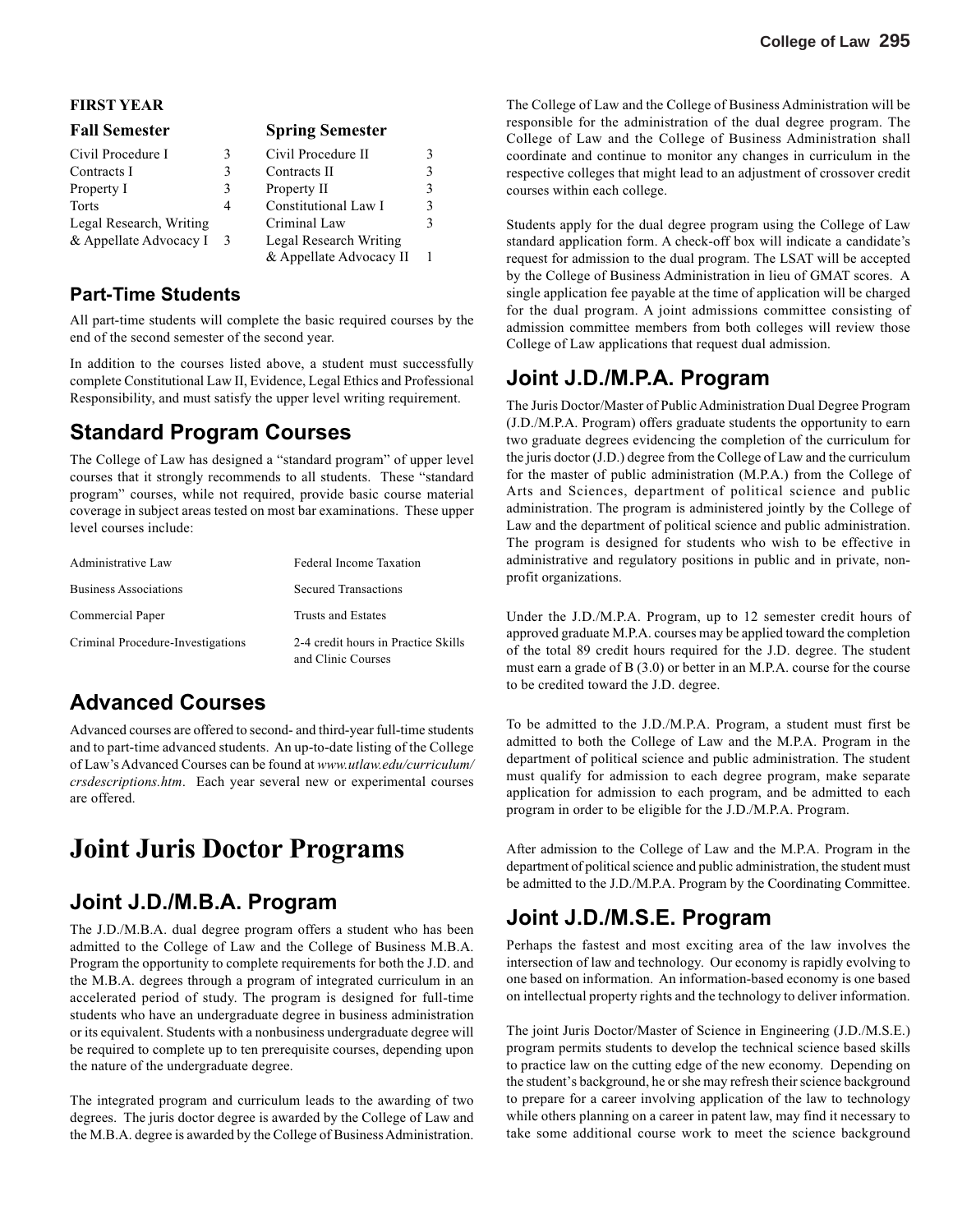**FIRST YEAR**

| Fall Semester | | Spring Semester | |
|---|---|---|---|
| Civil Procedure I | 3 | Civil Procedure II | 3 |
| Contracts I | 3 | Contracts II | 3 |
| Property I | 3 | Property II | 3 |
| Torts | 4 | Constitutional Law I | 3 |
| Legal Research, Writing & Appellate Advocacy I | 3 | Criminal Law | 3 |
| | | Legal Research Writing & Appellate Advocacy II | 1 |

## Part-Time Students

All part-time students will complete the basic required courses by the end of the second semester of the second year.

In addition to the courses listed above, a student must successfully complete Constitutional Law II, Evidence, Legal Ethics and Professional Responsibility, and must satisfy the upper level writing requirement.

## Standard Program Courses

The College of Law has designed a "standard program" of upper level courses that it strongly recommends to all students. These "standard program" courses, while not required, provide basic course material coverage in subject areas tested on most bar examinations. These upper level courses include:

| | |
|---|---|
| Administrative Law | Federal Income Taxation |
| Business Associations | Secured Transactions |
| Commercial Paper | Trusts and Estates |
| Criminal Procedure-Investigations | 2-4 credit hours in Practice Skills and Clinic Courses |

## Advanced Courses

Advanced courses are offered to second- and third-year full-time students and to part-time advanced students. An up-to-date listing of the College of Law's Advanced Courses can be found at *www.utlaw.edu/curriculum/crsdescriptions.htm*. Each year several new or experimental courses are offered.

# Joint Juris Doctor Programs

## Joint J.D./M.B.A. Program

The J.D./M.B.A. dual degree program offers a student who has been admitted to the College of Law and the College of Business M.B.A. Program the opportunity to complete requirements for both the J.D. and the M.B.A. degrees through a program of integrated curriculum in an accelerated period of study. The program is designed for full-time students who have an undergraduate degree in business administration or its equivalent. Students with a nonbusiness undergraduate degree will be required to complete up to ten prerequisite courses, depending upon the nature of the undergraduate degree.

The integrated program and curriculum leads to the awarding of two degrees. The juris doctor degree is awarded by the College of Law and the M.B.A. degree is awarded by the College of Business Administration.

The College of Law and the College of Business Administration will be responsible for the administration of the dual degree program. The College of Law and the College of Business Administration shall coordinate and continue to monitor any changes in curriculum in the respective colleges that might lead to an adjustment of crossover credit courses within each college.

Students apply for the dual degree program using the College of Law standard application form. A check-off box will indicate a candidate's request for admission to the dual program. The LSAT will be accepted by the College of Business Administration in lieu of GMAT scores. A single application fee payable at the time of application will be charged for the dual program. A joint admissions committee consisting of admission committee members from both colleges will review those College of Law applications that request dual admission.

## Joint J.D./M.P.A. Program

The Juris Doctor/Master of Public Administration Dual Degree Program (J.D./M.P.A. Program) offers graduate students the opportunity to earn two graduate degrees evidencing the completion of the curriculum for the juris doctor (J.D.) degree from the College of Law and the curriculum for the master of public administration (M.P.A.) from the College of Arts and Sciences, department of political science and public administration. The program is administered jointly by the College of Law and the department of political science and public administration. The program is designed for students who wish to be effective in administrative and regulatory positions in public and in private, non-profit organizations.

Under the J.D./M.P.A. Program, up to 12 semester credit hours of approved graduate M.P.A. courses may be applied toward the completion of the total 89 credit hours required for the J.D. degree. The student must earn a grade of B (3.0) or better in an M.P.A. course for the course to be credited toward the J.D. degree.

To be admitted to the J.D./M.P.A. Program, a student must first be admitted to both the College of Law and the M.P.A. Program in the department of political science and public administration. The student must qualify for admission to each degree program, make separate application for admission to each program, and be admitted to each program in order to be eligible for the J.D./M.P.A. Program.

After admission to the College of Law and the M.P.A. Program in the department of political science and public administration, the student must be admitted to the J.D./M.P.A. Program by the Coordinating Committee.

## Joint J.D./M.S.E. Program

Perhaps the fastest and most exciting area of the law involves the intersection of law and technology. Our economy is rapidly evolving to one based on information. An information-based economy is one based on intellectual property rights and the technology to deliver information.

The joint Juris Doctor/Master of Science in Engineering (J.D./M.S.E.) program permits students to develop the technical science based skills to practice law on the cutting edge of the new economy. Depending on the student's background, he or she may refresh their science background to prepare for a career involving application of the law to technology while others planning on a career in patent law, may find it necessary to take some additional course work to meet the science background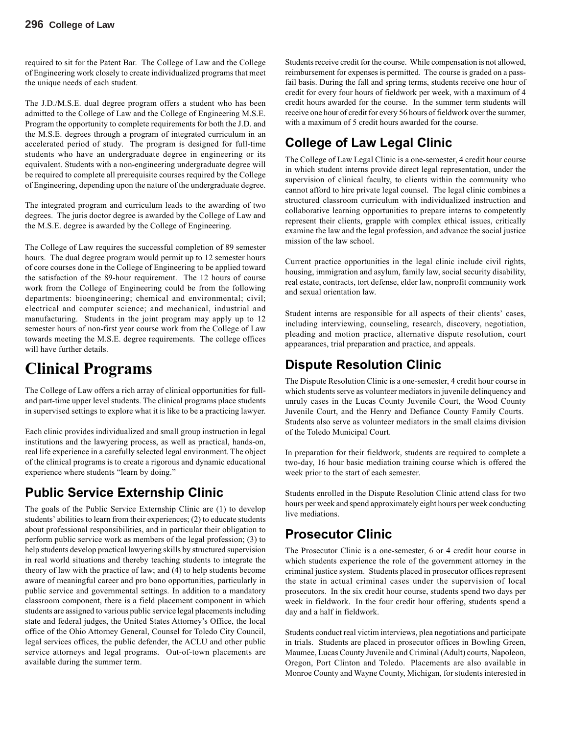required to sit for the Patent Bar. The College of Law and the College of Engineering work closely to create individualized programs that meet the unique needs of each student.

The J.D./M.S.E. dual degree program offers a student who has been admitted to the College of Law and the College of Engineering M.S.E. Program the opportunity to complete requirements for both the J.D. and the M.S.E. degrees through a program of integrated curriculum in an accelerated period of study. The program is designed for full-time students who have an undergraduate degree in engineering or its equivalent. Students with a non-engineering undergraduate degree will be required to complete all prerequisite courses required by the College of Engineering, depending upon the nature of the undergraduate degree.

The integrated program and curriculum leads to the awarding of two degrees. The juris doctor degree is awarded by the College of Law and the M.S.E. degree is awarded by the College of Engineering.

The College of Law requires the successful completion of 89 semester hours. The dual degree program would permit up to 12 semester hours of core courses done in the College of Engineering to be applied toward the satisfaction of the 89-hour requirement. The 12 hours of course work from the College of Engineering could be from the following departments: bioengineering; chemical and environmental; civil; electrical and computer science; and mechanical, industrial and manufacturing. Students in the joint program may apply up to 12 semester hours of non-first year course work from the College of Law towards meeting the M.S.E. degree requirements. The college offices will have further details.

# Clinical Programs

The College of Law offers a rich array of clinical opportunities for full- and part-time upper level students. The clinical programs place students in supervised settings to explore what it is like to be a practicing lawyer.

Each clinic provides individualized and small group instruction in legal institutions and the lawyering process, as well as practical, hands-on, real life experience in a carefully selected legal environment. The object of the clinical programs is to create a rigorous and dynamic educational experience where students "learn by doing."

## Public Service Externship Clinic

The goals of the Public Service Externship Clinic are (1) to develop students' abilities to learn from their experiences; (2) to educate students about professional responsibilities, and in particular their obligation to perform public service work as members of the legal profession; (3) to help students develop practical lawyering skills by structured supervision in real world situations and thereby teaching students to integrate the theory of law with the practice of law; and (4) to help students become aware of meaningful career and pro bono opportunities, particularly in public service and governmental settings. In addition to a mandatory classroom component, there is a field placement component in which students are assigned to various public service legal placements including state and federal judges, the United States Attorney's Office, the local office of the Ohio Attorney General, Counsel for Toledo City Council, legal services offices, the public defender, the ACLU and other public service attorneys and legal programs. Out-of-town placements are available during the summer term.

Students receive credit for the course. While compensation is not allowed, reimbursement for expenses is permitted. The course is graded on a pass-fail basis. During the fall and spring terms, students receive one hour of credit for every four hours of fieldwork per week, with a maximum of 4 credit hours awarded for the course. In the summer term students will receive one hour of credit for every 56 hours of fieldwork over the summer, with a maximum of 5 credit hours awarded for the course.

## College of Law Legal Clinic

The College of Law Legal Clinic is a one-semester, 4 credit hour course in which student interns provide direct legal representation, under the supervision of clinical faculty, to clients within the community who cannot afford to hire private legal counsel. The legal clinic combines a structured classroom curriculum with individualized instruction and collaborative learning opportunities to prepare interns to competently represent their clients, grapple with complex ethical issues, critically examine the law and the legal profession, and advance the social justice mission of the law school.

Current practice opportunities in the legal clinic include civil rights, housing, immigration and asylum, family law, social security disability, real estate, contracts, tort defense, elder law, nonprofit community work and sexual orientation law.

Student interns are responsible for all aspects of their clients' cases, including interviewing, counseling, research, discovery, negotiation, pleading and motion practice, alternative dispute resolution, court appearances, trial preparation and practice, and appeals.

## Dispute Resolution Clinic

The Dispute Resolution Clinic is a one-semester, 4 credit hour course in which students serve as volunteer mediators in juvenile delinquency and unruly cases in the Lucas County Juvenile Court, the Wood County Juvenile Court, and the Henry and Defiance County Family Courts. Students also serve as volunteer mediators in the small claims division of the Toledo Municipal Court.

In preparation for their fieldwork, students are required to complete a two-day, 16 hour basic mediation training course which is offered the week prior to the start of each semester.

Students enrolled in the Dispute Resolution Clinic attend class for two hours per week and spend approximately eight hours per week conducting live mediations.

## Prosecutor Clinic

The Prosecutor Clinic is a one-semester, 6 or 4 credit hour course in which students experience the role of the government attorney in the criminal justice system. Students placed in prosecutor offices represent the state in actual criminal cases under the supervision of local prosecutors. In the six credit hour course, students spend two days per week in fieldwork. In the four credit hour offering, students spend a day and a half in fieldwork.

Students conduct real victim interviews, plea negotiations and participate in trials. Students are placed in prosecutor offices in Bowling Green, Maumee, Lucas County Juvenile and Criminal (Adult) courts, Napoleon, Oregon, Port Clinton and Toledo. Placements are also available in Monroe County and Wayne County, Michigan, for students interested in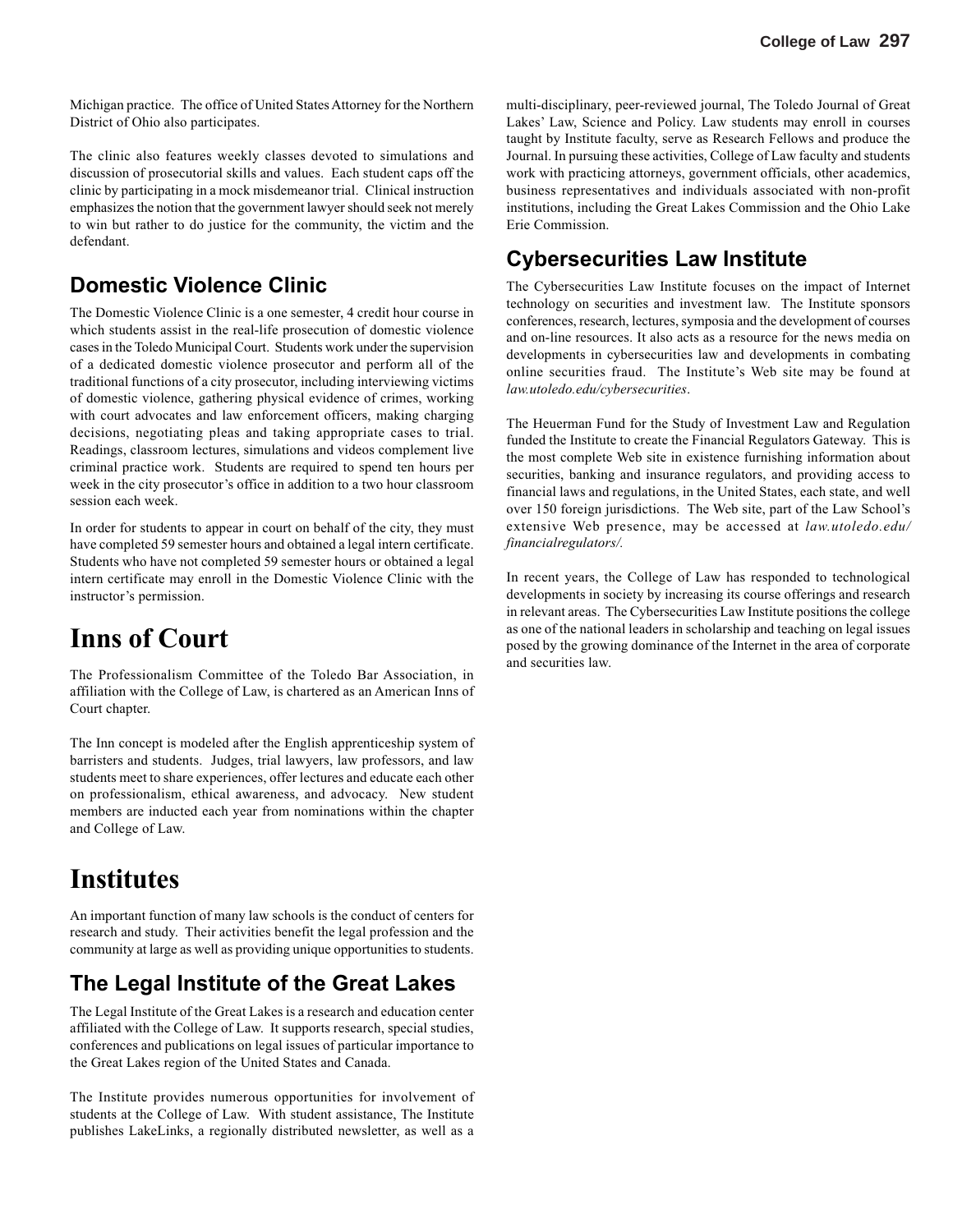Michigan practice. The office of United States Attorney for the Northern District of Ohio also participates.

The clinic also features weekly classes devoted to simulations and discussion of prosecutorial skills and values. Each student caps off the clinic by participating in a mock misdemeanor trial. Clinical instruction emphasizes the notion that the government lawyer should seek not merely to win but rather to do justice for the community, the victim and the defendant.

## Domestic Violence Clinic

The Domestic Violence Clinic is a one semester, 4 credit hour course in which students assist in the real-life prosecution of domestic violence cases in the Toledo Municipal Court. Students work under the supervision of a dedicated domestic violence prosecutor and perform all of the traditional functions of a city prosecutor, including interviewing victims of domestic violence, gathering physical evidence of crimes, working with court advocates and law enforcement officers, making charging decisions, negotiating pleas and taking appropriate cases to trial. Readings, classroom lectures, simulations and videos complement live criminal practice work. Students are required to spend ten hours per week in the city prosecutor's office in addition to a two hour classroom session each week.

In order for students to appear in court on behalf of the city, they must have completed 59 semester hours and obtained a legal intern certificate. Students who have not completed 59 semester hours or obtained a legal intern certificate may enroll in the Domestic Violence Clinic with the instructor's permission.

# Inns of Court

The Professionalism Committee of the Toledo Bar Association, in affiliation with the College of Law, is chartered as an American Inns of Court chapter.

The Inn concept is modeled after the English apprenticeship system of barristers and students. Judges, trial lawyers, law professors, and law students meet to share experiences, offer lectures and educate each other on professionalism, ethical awareness, and advocacy. New student members are inducted each year from nominations within the chapter and College of Law.

# Institutes

An important function of many law schools is the conduct of centers for research and study. Their activities benefit the legal profession and the community at large as well as providing unique opportunities to students.

## The Legal Institute of the Great Lakes

The Legal Institute of the Great Lakes is a research and education center affiliated with the College of Law. It supports research, special studies, conferences and publications on legal issues of particular importance to the Great Lakes region of the United States and Canada.

The Institute provides numerous opportunities for involvement of students at the College of Law. With student assistance, The Institute publishes LakeLinks, a regionally distributed newsletter, as well as a multi-disciplinary, peer-reviewed journal, The Toledo Journal of Great Lakes' Law, Science and Policy. Law students may enroll in courses taught by Institute faculty, serve as Research Fellows and produce the Journal. In pursuing these activities, College of Law faculty and students work with practicing attorneys, government officials, other academics, business representatives and individuals associated with non-profit institutions, including the Great Lakes Commission and the Ohio Lake Erie Commission.

## Cybersecurities Law Institute

The Cybersecurities Law Institute focuses on the impact of Internet technology on securities and investment law. The Institute sponsors conferences, research, lectures, symposia and the development of courses and on-line resources. It also acts as a resource for the news media on developments in cybersecurities law and developments in combating online securities fraud. The Institute's Web site may be found at *law.utoledo.edu/cybersecurities*.

The Heuerman Fund for the Study of Investment Law and Regulation funded the Institute to create the Financial Regulators Gateway. This is the most complete Web site in existence furnishing information about securities, banking and insurance regulators, and providing access to financial laws and regulations, in the United States, each state, and well over 150 foreign jurisdictions. The Web site, part of the Law School's extensive Web presence, may be accessed at *law.utoledo.edu/financialregulators/.*

In recent years, the College of Law has responded to technological developments in society by increasing its course offerings and research in relevant areas. The Cybersecurities Law Institute positions the college as one of the national leaders in scholarship and teaching on legal issues posed by the growing dominance of the Internet in the area of corporate and securities law.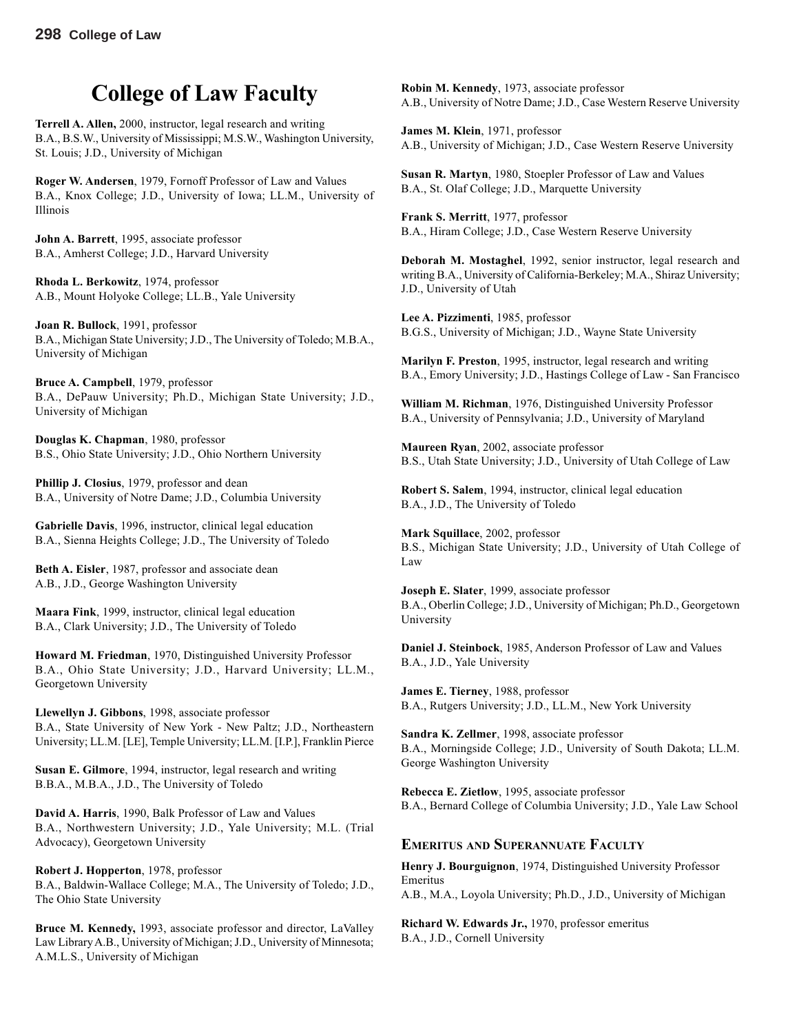# College of Law Faculty

**Terrell A. Allen,** 2000, instructor, legal research and writing
B.A., B.S.W., University of Mississippi; M.S.W., Washington University, St. Louis; J.D., University of Michigan

**Roger W. Andersen**, 1979, Fornoff Professor of Law and Values
B.A., Knox College; J.D., University of Iowa; LL.M., University of Illinois

**John A. Barrett**, 1995, associate professor
B.A., Amherst College; J.D., Harvard University

**Rhoda L. Berkowitz**, 1974, professor
A.B., Mount Holyoke College; LL.B., Yale University

**Joan R. Bullock**, 1991, professor
B.A., Michigan State University; J.D., The University of Toledo; M.B.A., University of Michigan

**Bruce A. Campbell**, 1979, professor
B.A., DePauw University; Ph.D., Michigan State University; J.D., University of Michigan

**Douglas K. Chapman**, 1980, professor
B.S., Ohio State University; J.D., Ohio Northern University

**Phillip J. Closius**, 1979, professor and dean
B.A., University of Notre Dame; J.D., Columbia University

**Gabrielle Davis**, 1996, instructor, clinical legal education
B.A., Sienna Heights College; J.D., The University of Toledo

**Beth A. Eisler**, 1987, professor and associate dean
A.B., J.D., George Washington University

**Maara Fink**, 1999, instructor, clinical legal education
B.A., Clark University; J.D., The University of Toledo

**Howard M. Friedman**, 1970, Distinguished University Professor
B.A., Ohio State University; J.D., Harvard University; LL.M., Georgetown University

**Llewellyn J. Gibbons**, 1998, associate professor
B.A., State University of New York - New Paltz; J.D., Northeastern University; LL.M. [LE], Temple University; LL.M. [I.P.], Franklin Pierce

**Susan E. Gilmore**, 1994, instructor, legal research and writing
B.B.A., M.B.A., J.D., The University of Toledo

**David A. Harris**, 1990, Balk Professor of Law and Values
B.A., Northwestern University; J.D., Yale University; M.L. (Trial Advocacy), Georgetown University

**Robert J. Hopperton**, 1978, professor
B.A., Baldwin-Wallace College; M.A., The University of Toledo; J.D., The Ohio State University

**Bruce M. Kennedy,** 1993, associate professor and director, LaValley Law Library A.B., University of Michigan; J.D., University of Minnesota; A.M.L.S., University of Michigan

**Robin M. Kennedy**, 1973, associate professor
A.B., University of Notre Dame; J.D., Case Western Reserve University

**James M. Klein**, 1971, professor
A.B., University of Michigan; J.D., Case Western Reserve University

**Susan R. Martyn**, 1980, Stoepler Professor of Law and Values
B.A., St. Olaf College; J.D., Marquette University

**Frank S. Merritt**, 1977, professor
B.A., Hiram College; J.D., Case Western Reserve University

**Deborah M. Mostaghel**, 1992, senior instructor, legal research and writing B.A., University of California-Berkeley; M.A., Shiraz University; J.D., University of Utah

**Lee A. Pizzimenti**, 1985, professor
B.G.S., University of Michigan; J.D., Wayne State University

**Marilyn F. Preston**, 1995, instructor, legal research and writing
B.A., Emory University; J.D., Hastings College of Law - San Francisco

**William M. Richman**, 1976, Distinguished University Professor
B.A., University of Pennsylvania; J.D., University of Maryland

**Maureen Ryan**, 2002, associate professor
B.S., Utah State University; J.D., University of Utah College of Law

**Robert S. Salem**, 1994, instructor, clinical legal education
B.A., J.D., The University of Toledo

**Mark Squillace**, 2002, professor
B.S., Michigan State University; J.D., University of Utah College of Law

**Joseph E. Slater**, 1999, associate professor
B.A., Oberlin College; J.D., University of Michigan; Ph.D., Georgetown University

**Daniel J. Steinbock**, 1985, Anderson Professor of Law and Values
B.A., J.D., Yale University

**James E. Tierney**, 1988, professor
B.A., Rutgers University; J.D., LL.M., New York University

**Sandra K. Zellmer**, 1998, associate professor
B.A., Morningside College; J.D., University of South Dakota; LL.M. George Washington University

**Rebecca E. Zietlow**, 1995, associate professor
B.A., Bernard College of Columbia University; J.D., Yale Law School

## Emeritus and Superannuate Faculty

**Henry J. Bourguignon**, 1974, Distinguished University Professor Emeritus
A.B., M.A., Loyola University; Ph.D., J.D., University of Michigan

**Richard W. Edwards Jr.,** 1970, professor emeritus
B.A., J.D., Cornell University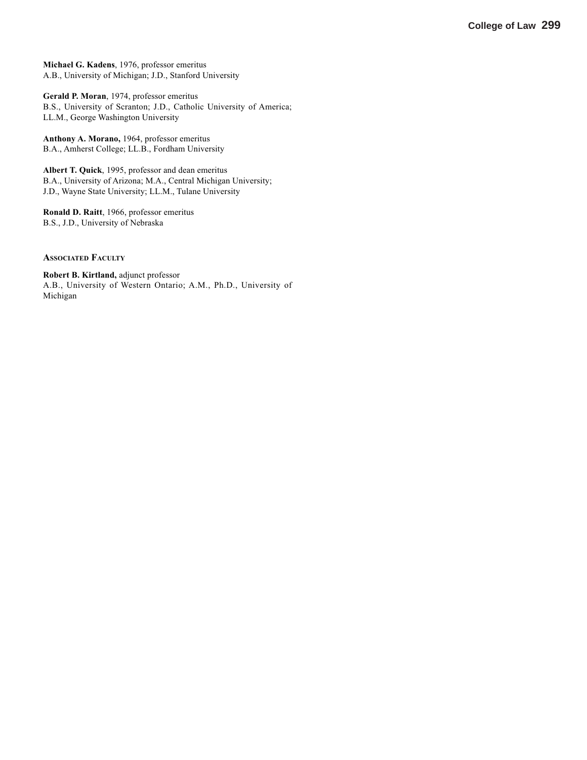**Michael G. Kadens**, 1976, professor emeritus
A.B., University of Michigan; J.D., Stanford University

**Gerald P. Moran**, 1974, professor emeritus
B.S., University of Scranton; J.D., Catholic University of America; LL.M., George Washington University

**Anthony A. Morano,** 1964, professor emeritus
B.A., Amherst College; LL.B., Fordham University

**Albert T. Quick**, 1995, professor and dean emeritus
B.A., University of Arizona; M.A., Central Michigan University; J.D., Wayne State University; LL.M., Tulane University

**Ronald D. Raitt**, 1966, professor emeritus
B.S., J.D., University of Nebraska

### Associated Faculty

**Robert B. Kirtland,** adjunct professor
A.B., University of Western Ontario; A.M., Ph.D., University of Michigan